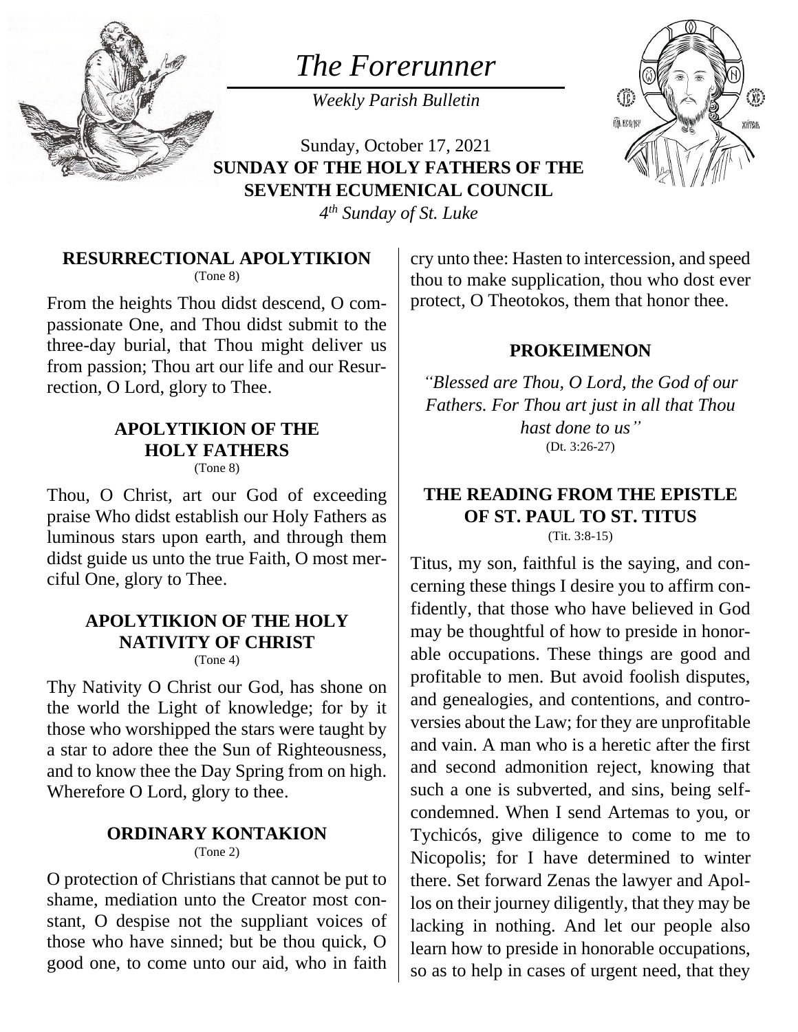# *The Forerunner*

*Weekly Parish Bulletin*

Sunday, October 17, 2021

**SUNDAY OF THE HOLY FATHERS OF THE SEVENTH ECUMENICAL COUNCIL**

*4th Sunday of St. Luke*

### RESURRECTIONAL APOLYTIKION
(Tone 8)

From the heights Thou didst descend, O compassionate One, and Thou didst submit to the three-day burial, that Thou might deliver us from passion; Thou art our life and our Resurrection, O Lord, glory to Thee.

### APOLYTIKION OF THE HOLY FATHERS
(Tone 8)

Thou, O Christ, art our God of exceeding praise Who didst establish our Holy Fathers as luminous stars upon earth, and through them didst guide us unto the true Faith, O most merciful One, glory to Thee.

### APOLYTIKION OF THE HOLY NATIVITY OF CHRIST
(Tone 4)

Thy Nativity O Christ our God, has shone on the world the Light of knowledge; for by it those who worshipped the stars were taught by a star to adore thee the Sun of Righteousness, and to know thee the Day Spring from on high. Wherefore O Lord, glory to thee.

### ORDINARY KONTAKION
(Tone 2)

O protection of Christians that cannot be put to shame, mediation unto the Creator most constant, O despise not the suppliant voices of those who have sinned; but be thou quick, O good one, to come unto our aid, who in faith cry unto thee: Hasten to intercession, and speed thou to make supplication, thou who dost ever protect, O Theotokos, them that honor thee.

### PROKEIMENON

*"Blessed are Thou, O Lord, the God of our Fathers. For Thou art just in all that Thou hast done to us"*
(Dt. 3:26-27)

### THE READING FROM THE EPISTLE OF ST. PAUL TO ST. TITUS
(Tit. 3:8-15)

Titus, my son, faithful is the saying, and concerning these things I desire you to affirm confidently, that those who have believed in God may be thoughtful of how to preside in honorable occupations. These things are good and profitable to men. But avoid foolish disputes, and genealogies, and contentions, and controversies about the Law; for they are unprofitable and vain. A man who is a heretic after the first and second admonition reject, knowing that such a one is subverted, and sins, being self-condemned. When I send Artemas to you, or Tychicós, give diligence to come to me to Nicopolis; for I have determined to winter there. Set forward Zenas the lawyer and Apollos on their journey diligently, that they may be lacking in nothing. And let our people also learn how to preside in honorable occupations, so as to help in cases of urgent need, that they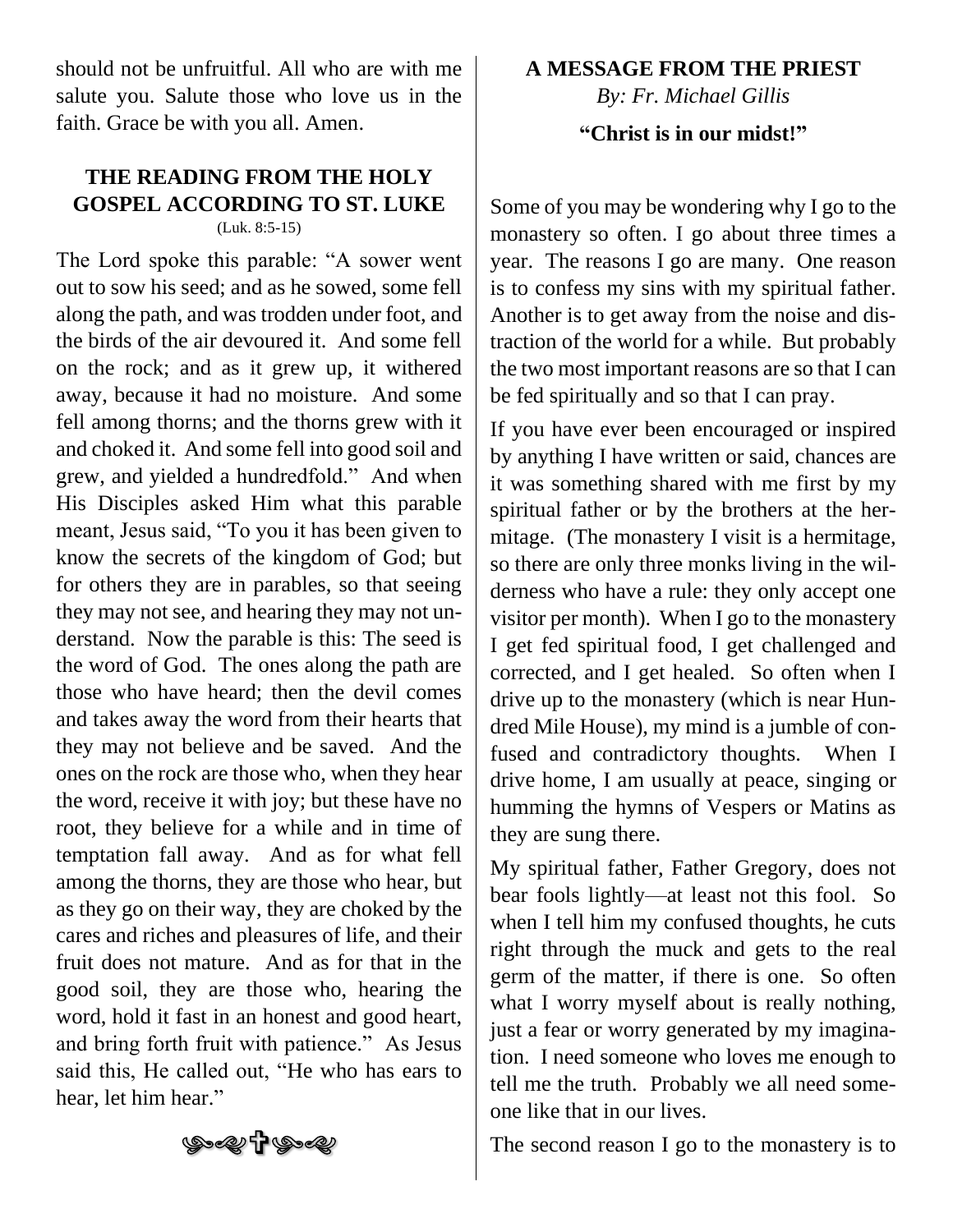should not be unfruitful. All who are with me salute you. Salute those who love us in the faith. Grace be with you all. Amen.

## THE READING FROM THE HOLY GOSPEL ACCORDING TO ST. LUKE

(Luk. 8:5-15)

The Lord spoke this parable: "A sower went out to sow his seed; and as he sowed, some fell along the path, and was trodden under foot, and the birds of the air devoured it. And some fell on the rock; and as it grew up, it withered away, because it had no moisture. And some fell among thorns; and the thorns grew with it and choked it. And some fell into good soil and grew, and yielded a hundredfold." And when His Disciples asked Him what this parable meant, Jesus said, "To you it has been given to know the secrets of the kingdom of God; but for others they are in parables, so that seeing they may not see, and hearing they may not understand. Now the parable is this: The seed is the word of God. The ones along the path are those who have heard; then the devil comes and takes away the word from their hearts that they may not believe and be saved. And the ones on the rock are those who, when they hear the word, receive it with joy; but these have no root, they believe for a while and in time of temptation fall away. And as for what fell among the thorns, they are those who hear, but as they go on their way, they are choked by the cares and riches and pleasures of life, and their fruit does not mature. And as for that in the good soil, they are those who, hearing the word, hold it fast in an honest and good heart, and bring forth fruit with patience." As Jesus said this, He called out, "He who has ears to hear, let him hear."

## A MESSAGE FROM THE PRIEST

*By: Fr. Michael Gillis*

**"Christ is in our midst!"**

Some of you may be wondering why I go to the monastery so often. I go about three times a year. The reasons I go are many. One reason is to confess my sins with my spiritual father. Another is to get away from the noise and distraction of the world for a while. But probably the two most important reasons are so that I can be fed spiritually and so that I can pray.

If you have ever been encouraged or inspired by anything I have written or said, chances are it was something shared with me first by my spiritual father or by the brothers at the hermitage. (The monastery I visit is a hermitage, so there are only three monks living in the wilderness who have a rule: they only accept one visitor per month). When I go to the monastery I get fed spiritual food, I get challenged and corrected, and I get healed. So often when I drive up to the monastery (which is near Hundred Mile House), my mind is a jumble of confused and contradictory thoughts. When I drive home, I am usually at peace, singing or humming the hymns of Vespers or Matins as they are sung there.

My spiritual father, Father Gregory, does not bear fools lightly—at least not this fool. So when I tell him my confused thoughts, he cuts right through the muck and gets to the real germ of the matter, if there is one. So often what I worry myself about is really nothing, just a fear or worry generated by my imagination. I need someone who loves me enough to tell me the truth. Probably we all need someone like that in our lives.

The second reason I go to the monastery is to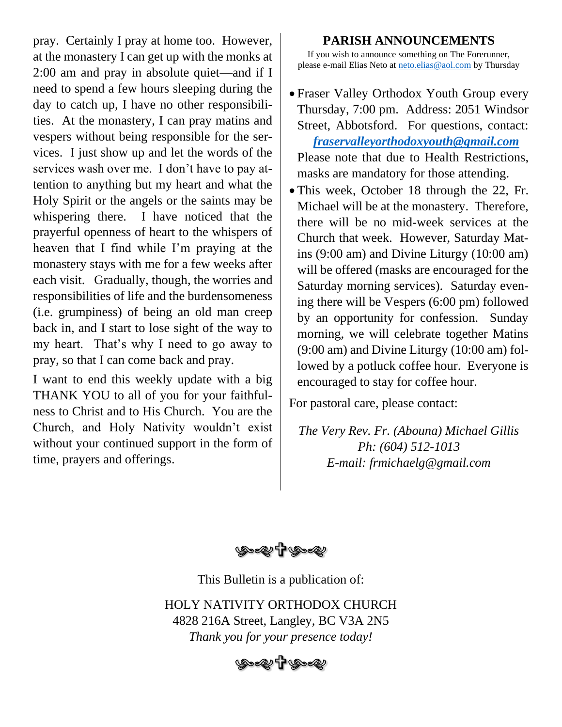pray. Certainly I pray at home too. However, at the monastery I can get up with the monks at 2:00 am and pray in absolute quiet—and if I need to spend a few hours sleeping during the day to catch up, I have no other responsibilities. At the monastery, I can pray matins and vespers without being responsible for the services. I just show up and let the words of the services wash over me. I don't have to pay attention to anything but my heart and what the Holy Spirit or the angels or the saints may be whispering there. I have noticed that the prayerful openness of heart to the whispers of heaven that I find while I'm praying at the monastery stays with me for a few weeks after each visit. Gradually, though, the worries and responsibilities of life and the burdensomeness (i.e. grumpiness) of being an old man creep back in, and I start to lose sight of the way to my heart. That's why I need to go away to pray, so that I can come back and pray.

I want to end this weekly update with a big THANK YOU to all of you for your faithfulness to Christ and to His Church. You are the Church, and Holy Nativity wouldn't exist without your continued support in the form of time, prayers and offerings.

## PARISH ANNOUNCEMENTS

If you wish to announce something on The Forerunner, please e-mail Elias Neto at neto.elias@aol.com by Thursday

- Fraser Valley Orthodox Youth Group every Thursday, 7:00 pm. Address: 2051 Windsor Street, Abbotsford. For questions, contact: ***fraservalleyorthodoxyouth@gmail.com*** Please note that due to Health Restrictions, masks are mandatory for those attending.
- This week, October 18 through the 22, Fr. Michael will be at the monastery. Therefore, there will be no mid-week services at the Church that week. However, Saturday Matins (9:00 am) and Divine Liturgy (10:00 am) will be offered (masks are encouraged for the Saturday morning services). Saturday evening there will be Vespers (6:00 pm) followed by an opportunity for confession. Sunday morning, we will celebrate together Matins (9:00 am) and Divine Liturgy (10:00 am) followed by a potluck coffee hour. Everyone is encouraged to stay for coffee hour.

For pastoral care, please contact:

*The Very Rev. Fr. (Abouna) Michael Gillis*
*Ph: (604) 512-1013*
*E-mail: frmichaelg@gmail.com*

This Bulletin is a publication of:

HOLY NATIVITY ORTHODOX CHURCH
4828 216A Street, Langley, BC V3A 2N5
*Thank you for your presence today!*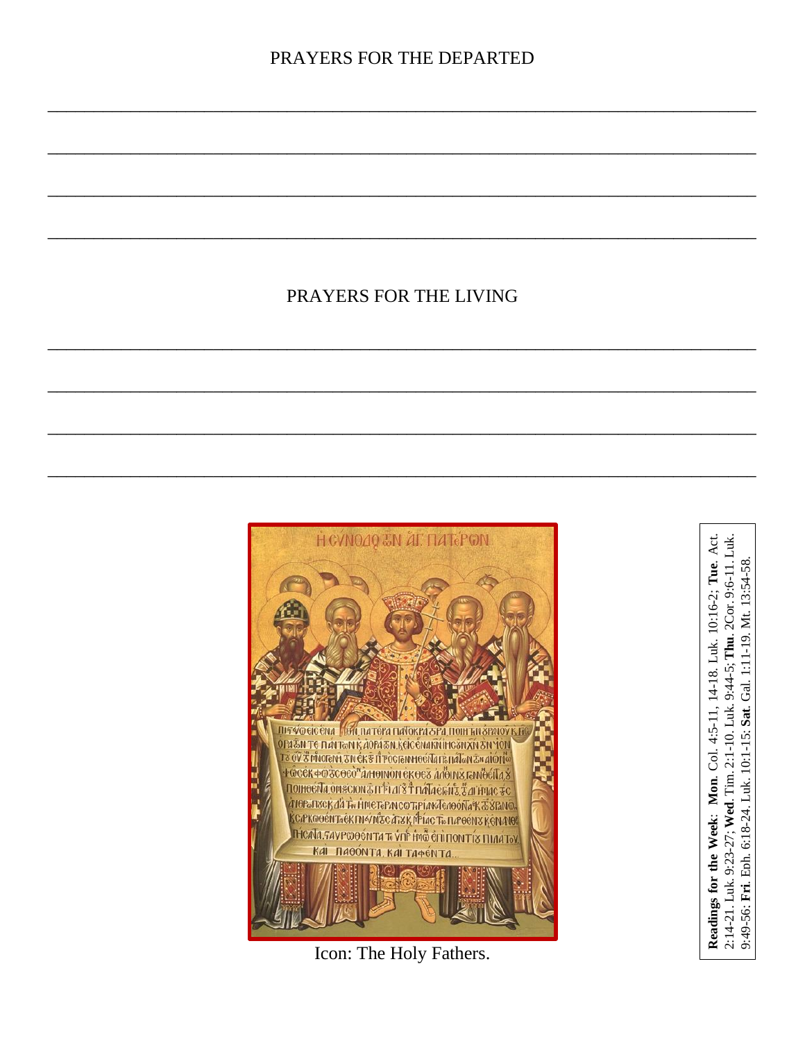## PRAYERS FOR THE DEPARTED

\_\_\_\_\_\_\_\_\_\_\_\_\_\_\_\_\_\_\_\_\_\_\_\_\_\_\_\_\_\_\_\_\_\_\_\_\_\_\_\_\_\_\_\_\_\_\_\_\_\_\_\_\_\_\_\_\_\_\_\_\_\_\_\_\_\_\_\_

\_\_\_\_\_\_\_\_\_\_\_\_\_\_\_\_\_\_\_\_\_\_\_\_\_\_\_\_\_\_\_\_\_\_\_\_\_\_\_\_\_\_\_\_\_\_\_\_\_\_\_\_\_\_\_\_\_\_\_\_\_\_\_\_\_\_\_\_

\_\_\_\_\_\_\_\_\_\_\_\_\_\_\_\_\_\_\_\_\_\_\_\_\_\_\_\_\_\_\_\_\_\_\_\_\_\_\_\_\_\_\_\_\_\_\_\_\_\_\_\_\_\_\_\_\_\_\_\_\_\_\_\_\_\_\_\_

\_\_\_\_\_\_\_\_\_\_\_\_\_\_\_\_\_\_\_\_\_\_\_\_\_\_\_\_\_\_\_\_\_\_\_\_\_\_\_\_\_\_\_\_\_\_\_\_\_\_\_\_\_\_\_\_\_\_\_\_\_\_\_\_\_\_\_\_

## PRAYERS FOR THE LIVING

\_\_\_\_\_\_\_\_\_\_\_\_\_\_\_\_\_\_\_\_\_\_\_\_\_\_\_\_\_\_\_\_\_\_\_\_\_\_\_\_\_\_\_\_\_\_\_\_\_\_\_\_\_\_\_\_\_\_\_\_\_\_\_\_\_\_\_\_

\_\_\_\_\_\_\_\_\_\_\_\_\_\_\_\_\_\_\_\_\_\_\_\_\_\_\_\_\_\_\_\_\_\_\_\_\_\_\_\_\_\_\_\_\_\_\_\_\_\_\_\_\_\_\_\_\_\_\_\_\_\_\_\_\_\_\_\_

\_\_\_\_\_\_\_\_\_\_\_\_\_\_\_\_\_\_\_\_\_\_\_\_\_\_\_\_\_\_\_\_\_\_\_\_\_\_\_\_\_\_\_\_\_\_\_\_\_\_\_\_\_\_\_\_\_\_\_\_\_\_\_\_\_\_\_\_

\_\_\_\_\_\_\_\_\_\_\_\_\_\_\_\_\_\_\_\_\_\_\_\_\_\_\_\_\_\_\_\_\_\_\_\_\_\_\_\_\_\_\_\_\_\_\_\_\_\_\_\_\_\_\_\_\_\_\_\_\_\_\_\_\_\_\_\_

Icon: The Holy Fathers.

**Readings for the Week: Mon**. Col. 4:5-11, 14-18. Luk. 10:16-2; **Tue**. Act. 2:14-21. Luk. 9:23-27; **Wed**. Tim. 2:1-10. Luk. 9:44-5; **Thu**. 2Cor. 9:6-11. Luk. 9:49-56; **Fri**. Eph. 6:18-24. Luk. 10:1-15; **Sat**. Gal. 1:11-19. Mt. 13:54-58.